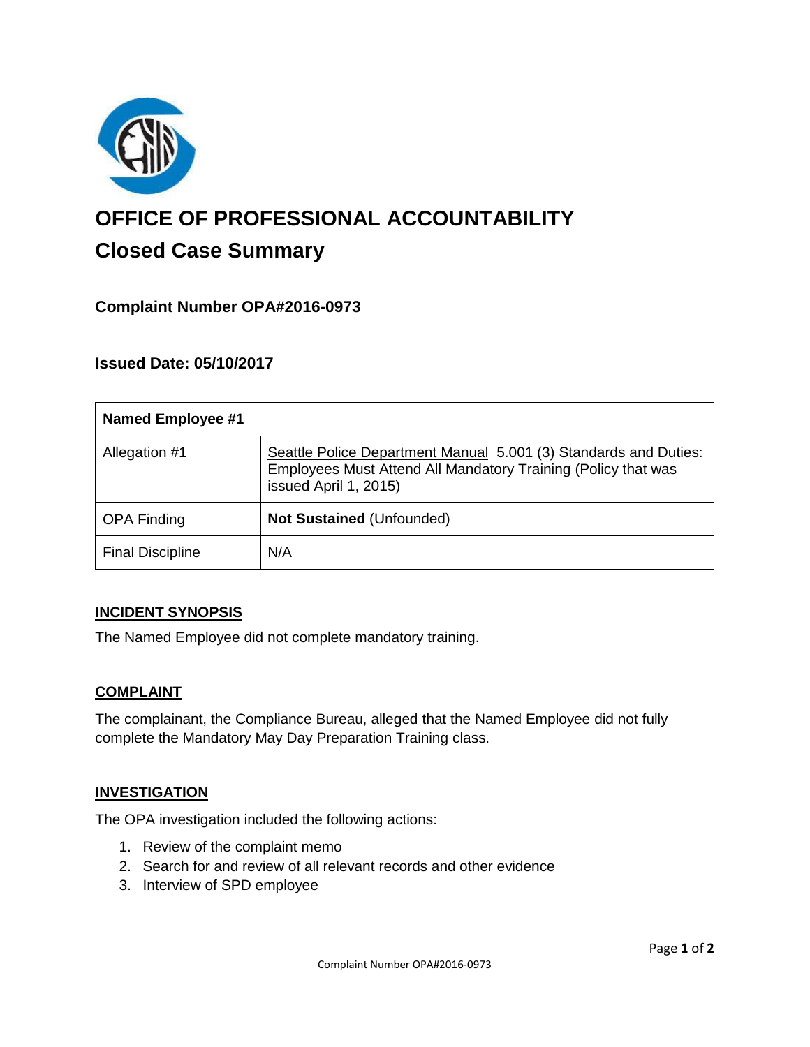# OFFICE OF PROFESSIONAL ACCOUNTABILITY

## Closed Case Summary

### Complaint Number OPA#2016-0973

### Issued Date: 05/10/2017

| Named Employee #1 | |
|---|---|
| Allegation #1 | Seattle Police Department Manual 5.001 (3) Standards and Duties: Employees Must Attend All Mandatory Training (Policy that was issued April 1, 2015) |
| OPA Finding | **Not Sustained** (Unfounded) |
| Final Discipline | N/A |

**INCIDENT SYNOPSIS**

The Named Employee did not complete mandatory training.

**COMPLAINT**

The complainant, the Compliance Bureau, alleged that the Named Employee did not fully complete the Mandatory May Day Preparation Training class.

**INVESTIGATION**

The OPA investigation included the following actions:

1. Review of the complaint memo
2. Search for and review of all relevant records and other evidence
3. Interview of SPD employee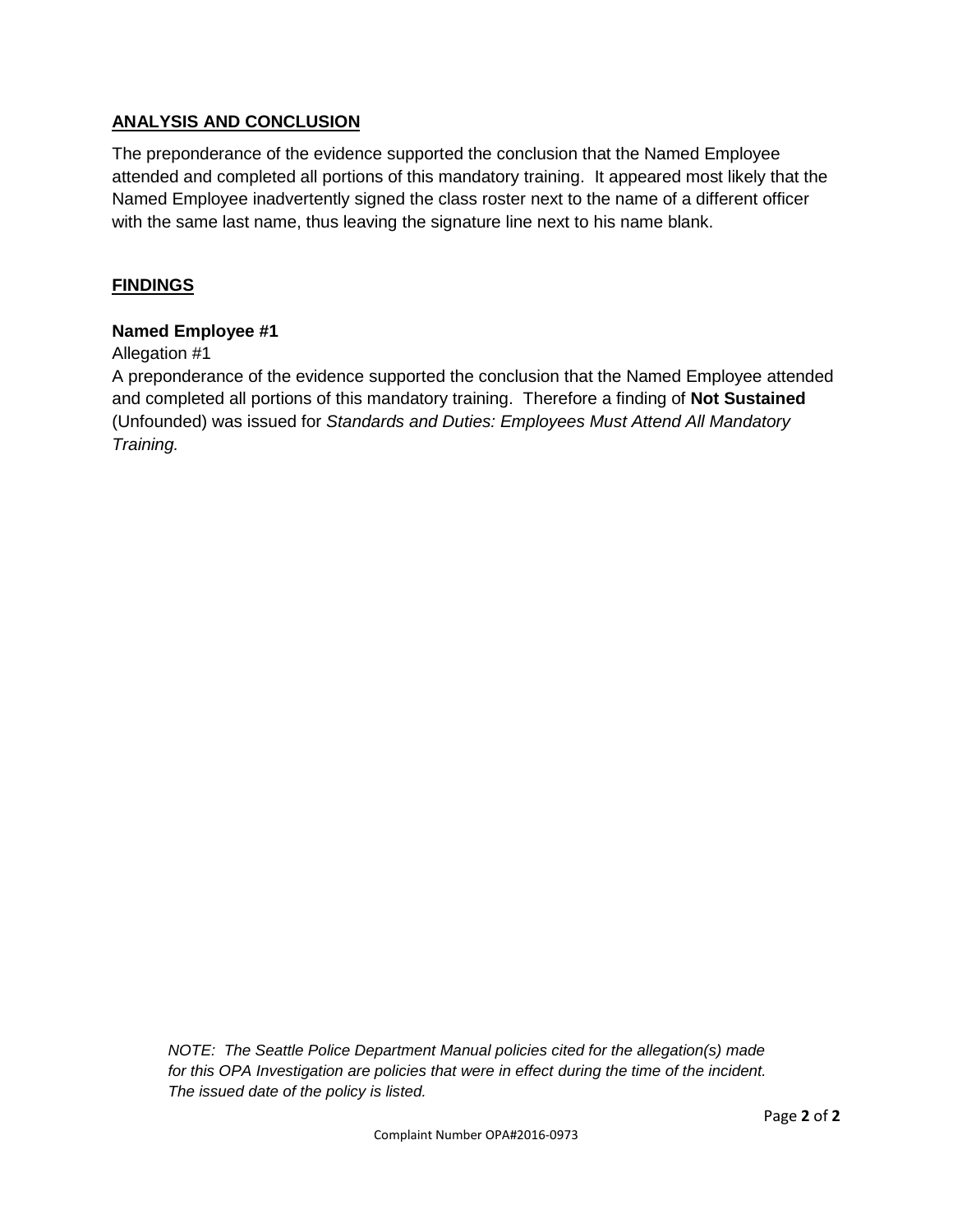## ANALYSIS AND CONCLUSION

The preponderance of the evidence supported the conclusion that the Named Employee attended and completed all portions of this mandatory training. It appeared most likely that the Named Employee inadvertently signed the class roster next to the name of a different officer with the same last name, thus leaving the signature line next to his name blank.

## FINDINGS

**Named Employee #1**

Allegation #1

A preponderance of the evidence supported the conclusion that the Named Employee attended and completed all portions of this mandatory training. Therefore a finding of **Not Sustained** (Unfounded) was issued for *Standards and Duties: Employees Must Attend All Mandatory Training.*

*NOTE: The Seattle Police Department Manual policies cited for the allegation(s) made for this OPA Investigation are policies that were in effect during the time of the incident. The issued date of the policy is listed.*

Complaint Number OPA#2016-0973